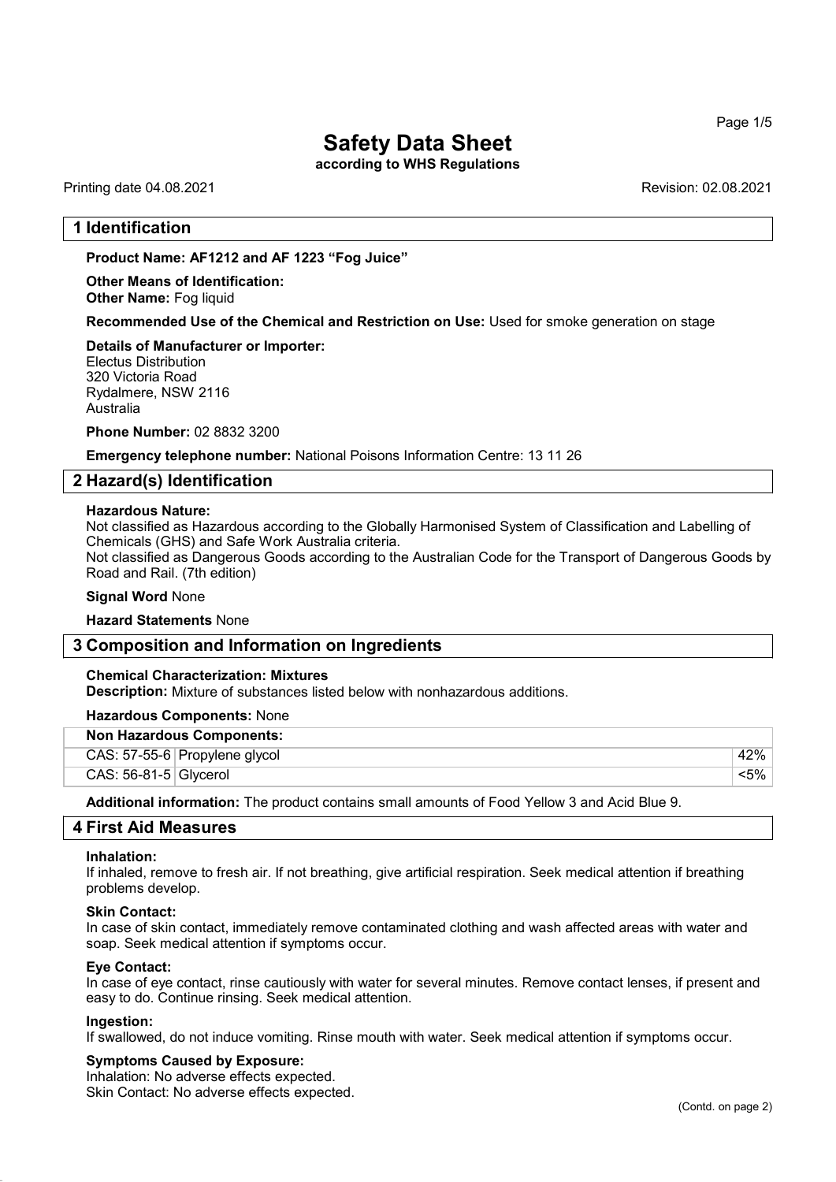# Safety Data Sheet

**according to WHS Regulations**

Printing date 04.08.2021 Revision: 02.08.2021

## 1 Identification

**Product Name: AF1212 and AF 1223 "Fog Juice"**

**Other Means of Identification:**
**Other Name:** Fog liquid

**Recommended Use of the Chemical and Restriction on Use:** Used for smoke generation on stage

**Details of Manufacturer or Importer:**
Electus Distribution
320 Victoria Road
Rydalmere, NSW 2116
Australia

**Phone Number:** 02 8832 3200

**Emergency telephone number:** National Poisons Information Centre: 13 11 26

## 2 Hazard(s) Identification

**Hazardous Nature:**
Not classified as Hazardous according to the Globally Harmonised System of Classification and Labelling of Chemicals (GHS) and Safe Work Australia criteria.
Not classified as Dangerous Goods according to the Australian Code for the Transport of Dangerous Goods by Road and Rail. (7th edition)

**Signal Word** None

**Hazard Statements** None

## 3 Composition and Information on Ingredients

**Chemical Characterization: Mixtures**
**Description:** Mixture of substances listed below with nonhazardous additions.

**Hazardous Components:** None

| **Non Hazardous Components:** | | |
|---|---|---|
| CAS: 57-55-6 | Propylene glycol | 42% |
| CAS: 56-81-5 | Glycerol | <5% |

**Additional information:** The product contains small amounts of Food Yellow 3 and Acid Blue 9.

## 4 First Aid Measures

**Inhalation:**
If inhaled, remove to fresh air. If not breathing, give artificial respiration. Seek medical attention if breathing problems develop.

**Skin Contact:**
In case of skin contact, immediately remove contaminated clothing and wash affected areas with water and soap. Seek medical attention if symptoms occur.

**Eye Contact:**
In case of eye contact, rinse cautiously with water for several minutes. Remove contact lenses, if present and easy to do. Continue rinsing. Seek medical attention.

**Ingestion:**
If swallowed, do not induce vomiting. Rinse mouth with water. Seek medical attention if symptoms occur.

**Symptoms Caused by Exposure:**
Inhalation: No adverse effects expected.
Skin Contact: No adverse effects expected.

(Contd. on page 2)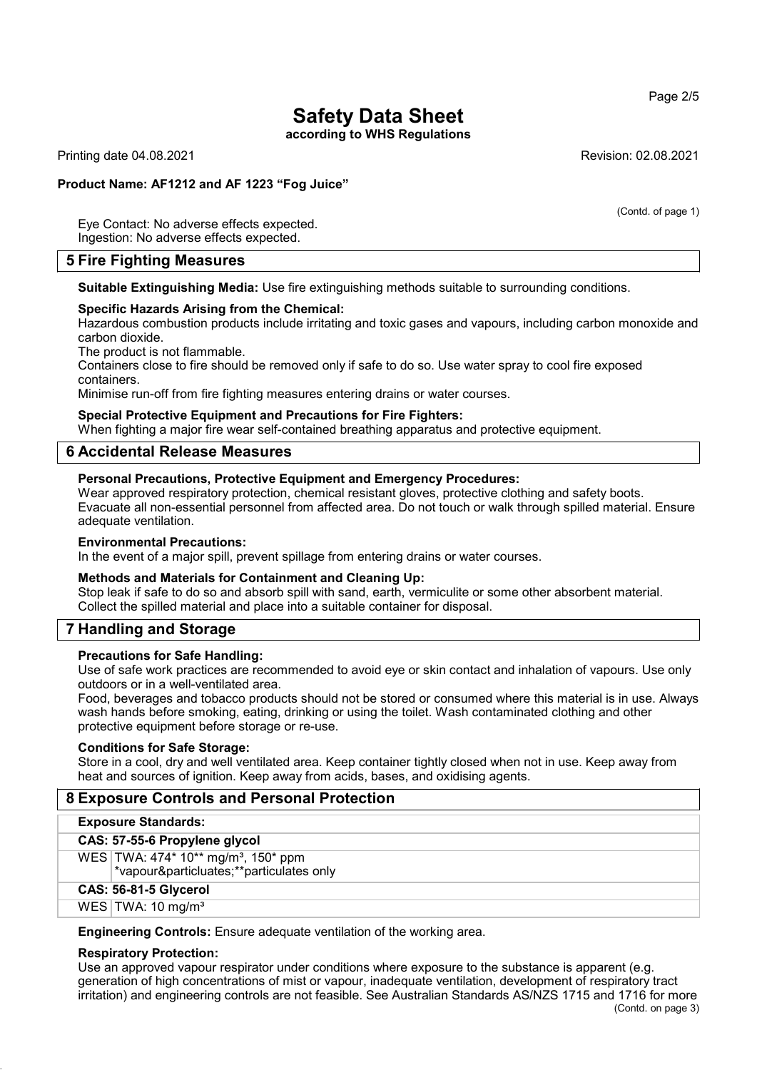(Contd. of page 1)

Eye Contact: No adverse effects expected.
Ingestion: No adverse effects expected.

## 5 Fire Fighting Measures

**Suitable Extinguishing Media:** Use fire extinguishing methods suitable to surrounding conditions.

**Specific Hazards Arising from the Chemical:**
Hazardous combustion products include irritating and toxic gases and vapours, including carbon monoxide and carbon dioxide.
The product is not flammable.
Containers close to fire should be removed only if safe to do so. Use water spray to cool fire exposed containers.
Minimise run-off from fire fighting measures entering drains or water courses.

**Special Protective Equipment and Precautions for Fire Fighters:**
When fighting a major fire wear self-contained breathing apparatus and protective equipment.

## 6 Accidental Release Measures

**Personal Precautions, Protective Equipment and Emergency Procedures:**
Wear approved respiratory protection, chemical resistant gloves, protective clothing and safety boots. Evacuate all non-essential personnel from affected area. Do not touch or walk through spilled material. Ensure adequate ventilation.

**Environmental Precautions:**
In the event of a major spill, prevent spillage from entering drains or water courses.

**Methods and Materials for Containment and Cleaning Up:**
Stop leak if safe to do so and absorb spill with sand, earth, vermiculite or some other absorbent material. Collect the spilled material and place into a suitable container for disposal.

## 7 Handling and Storage

**Precautions for Safe Handling:**
Use of safe work practices are recommended to avoid eye or skin contact and inhalation of vapours. Use only outdoors or in a well-ventilated area.
Food, beverages and tobacco products should not be stored or consumed where this material is in use. Always wash hands before smoking, eating, drinking or using the toilet. Wash contaminated clothing and other protective equipment before storage or re-use.

**Conditions for Safe Storage:**
Store in a cool, dry and well ventilated area. Keep container tightly closed when not in use. Keep away from heat and sources of ignition. Keep away from acids, bases, and oxidising agents.

## 8 Exposure Controls and Personal Protection

| **Exposure Standards:** | |
|---|---|
| **CAS: 57-55-6 Propylene glycol** | |
| WES | TWA: 474* 10** mg/m³, 150* ppm<br>*vapour&particluates;**particulates only |
| **CAS: 56-81-5 Glycerol** | |
| WES | TWA: 10 mg/m³ |

**Engineering Controls:** Ensure adequate ventilation of the working area.

**Respiratory Protection:**
Use an approved vapour respirator under conditions where exposure to the substance is apparent (e.g. generation of high concentrations of mist or vapour, inadequate ventilation, development of respiratory tract irritation) and engineering controls are not feasible. See Australian Standards AS/NZS 1715 and 1716 for more

(Contd. on page 3)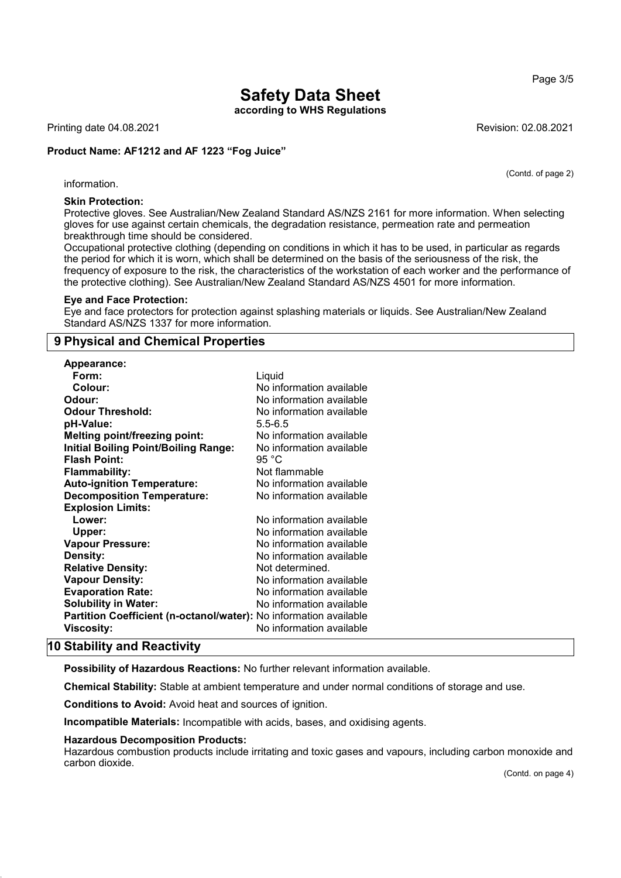information.

**Skin Protection:**
Protective gloves. See Australian/New Zealand Standard AS/NZS 2161 for more information. When selecting gloves for use against certain chemicals, the degradation resistance, permeation rate and permeation breakthrough time should be considered.
Occupational protective clothing (depending on conditions in which it has to be used, in particular as regards the period for which it is worn, which shall be determined on the basis of the seriousness of the risk, the frequency of exposure to the risk, the characteristics of the workstation of each worker and the performance of the protective clothing). See Australian/New Zealand Standard AS/NZS 4501 for more information.

**Eye and Face Protection:**
Eye and face protectors for protection against splashing materials or liquids. See Australian/New Zealand Standard AS/NZS 1337 for more information.

## 9 Physical and Chemical Properties

| Property | Value |
|---|---|
| **Appearance:** | |
| **Form:** | Liquid |
| **Colour:** | No information available |
| **Odour:** | No information available |
| **Odour Threshold:** | No information available |
| **pH-Value:** | 5.5-6.5 |
| **Melting point/freezing point:** | No information available |
| **Initial Boiling Point/Boiling Range:** | No information available |
| **Flash Point:** | 95 °C |
| **Flammability:** | Not flammable |
| **Auto-ignition Temperature:** | No information available |
| **Decomposition Temperature:** | No information available |
| **Explosion Limits:** | |
| **Lower:** | No information available |
| **Upper:** | No information available |
| **Vapour Pressure:** | No information available |
| **Density:** | No information available |
| **Relative Density:** | Not determined. |
| **Vapour Density:** | No information available |
| **Evaporation Rate:** | No information available |
| **Solubility in Water:** | No information available |
| **Partition Coefficient (n-octanol/water):** | No information available |
| **Viscosity:** | No information available |

## 10 Stability and Reactivity

**Possibility of Hazardous Reactions:** No further relevant information available.

**Chemical Stability:** Stable at ambient temperature and under normal conditions of storage and use.

**Conditions to Avoid:** Avoid heat and sources of ignition.

**Incompatible Materials:** Incompatible with acids, bases, and oxidising agents.

**Hazardous Decomposition Products:**
Hazardous combustion products include irritating and toxic gases and vapours, including carbon monoxide and carbon dioxide.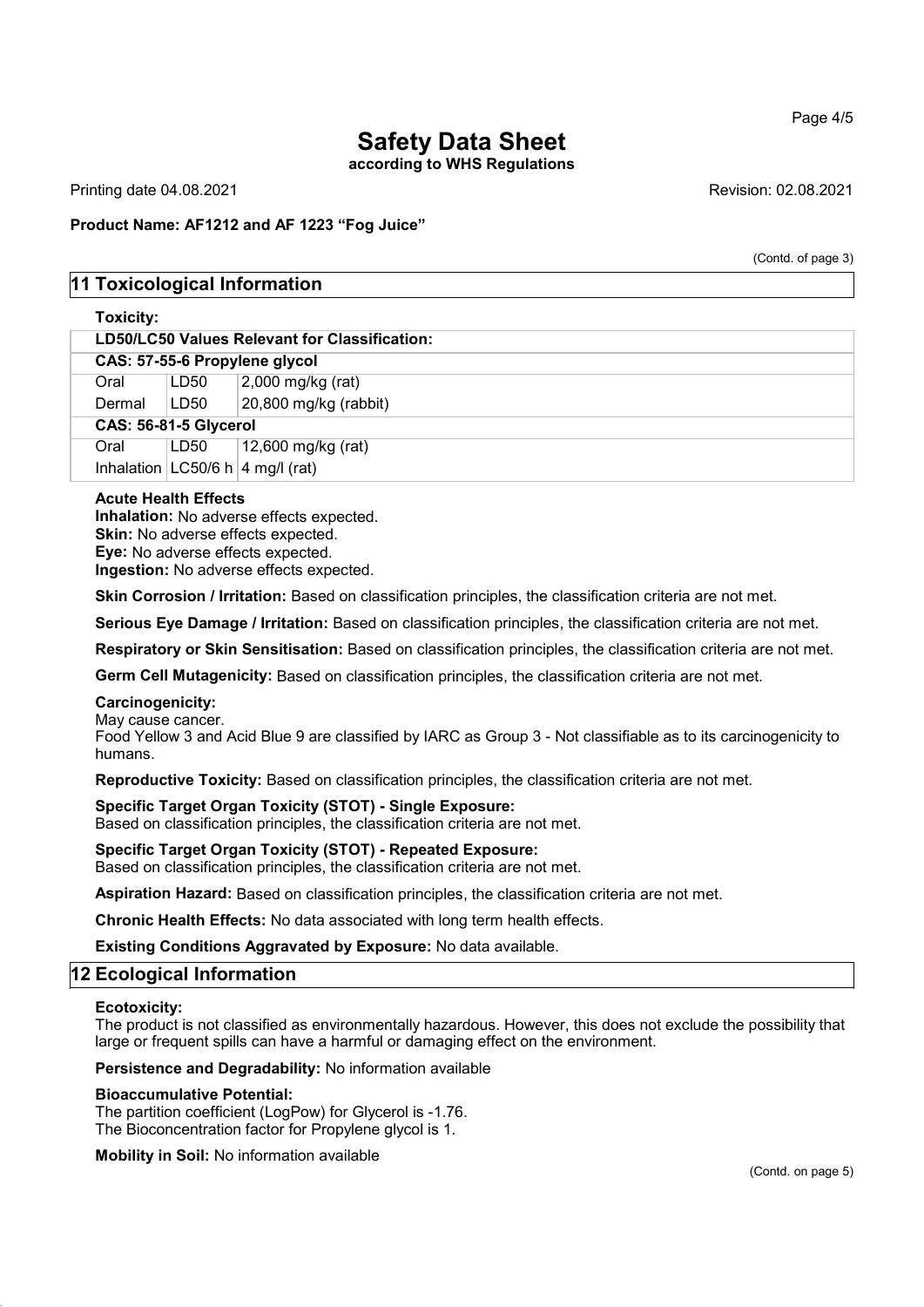# Safety Data Sheet

**according to WHS Regulations**

Printing date 04.08.2021 Revision: 02.08.2021

**Product Name: AF1212 and AF 1223 "Fog Juice"**

(Contd. of page 3)

## 11 Toxicological Information

**Toxicity:**

| **LD50/LC50 Values Relevant for Classification:** | | |
|---|---|---|
| **CAS: 57-55-6 Propylene glycol** | | |
| Oral | LD50 | 2,000 mg/kg (rat) |
| Dermal | LD50 | 20,800 mg/kg (rabbit) |
| **CAS: 56-81-5 Glycerol** | | |
| Oral | LD50 | 12,600 mg/kg (rat) |
| Inhalation | LC50/6 h | 4 mg/l (rat) |

**Acute Health Effects**
**Inhalation:** No adverse effects expected.
**Skin:** No adverse effects expected.
**Eye:** No adverse effects expected.
**Ingestion:** No adverse effects expected.

**Skin Corrosion / Irritation:** Based on classification principles, the classification criteria are not met.

**Serious Eye Damage / Irritation:** Based on classification principles, the classification criteria are not met.

**Respiratory or Skin Sensitisation:** Based on classification principles, the classification criteria are not met.

**Germ Cell Mutagenicity:** Based on classification principles, the classification criteria are not met.

**Carcinogenicity:**
May cause cancer.
Food Yellow 3 and Acid Blue 9 are classified by IARC as Group 3 - Not classifiable as to its carcinogenicity to humans.

**Reproductive Toxicity:** Based on classification principles, the classification criteria are not met.

**Specific Target Organ Toxicity (STOT) - Single Exposure:**
Based on classification principles, the classification criteria are not met.

**Specific Target Organ Toxicity (STOT) - Repeated Exposure:**
Based on classification principles, the classification criteria are not met.

**Aspiration Hazard:** Based on classification principles, the classification criteria are not met.

**Chronic Health Effects:** No data associated with long term health effects.

**Existing Conditions Aggravated by Exposure:** No data available.

## 12 Ecological Information

**Ecotoxicity:**
The product is not classified as environmentally hazardous. However, this does not exclude the possibility that large or frequent spills can have a harmful or damaging effect on the environment.

**Persistence and Degradability:** No information available

**Bioaccumulative Potential:**
The partition coefficient (LogPow) for Glycerol is -1.76.
The Bioconcentration factor for Propylene glycol is 1.

**Mobility in Soil:** No information available

(Contd. on page 5)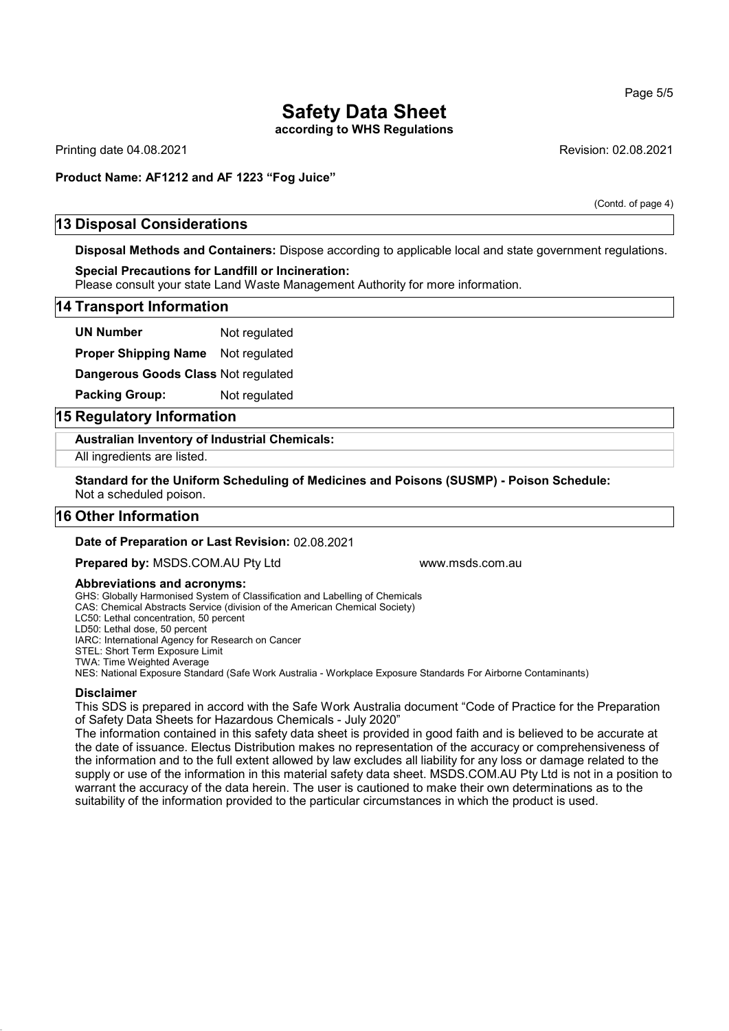(Contd. of page 4)

## 13 Disposal Considerations

**Disposal Methods and Containers:** Dispose according to applicable local and state government regulations.

**Special Precautions for Landfill or Incineration:**
Please consult your state Land Waste Management Authority for more information.

## 14 Transport Information

| | |
|---|---|
| **UN Number** | Not regulated |
| **Proper Shipping Name** | Not regulated |
| **Dangerous Goods Class** | Not regulated |
| **Packing Group:** | Not regulated |

## 15 Regulatory Information

**Australian Inventory of Industrial Chemicals:**

All ingredients are listed.

**Standard for the Uniform Scheduling of Medicines and Poisons (SUSMP) - Poison Schedule:**
Not a scheduled poison.

## 16 Other Information

**Date of Preparation or Last Revision:** 02.08.2021

**Prepared by:** MSDS.COM.AU Pty Ltd www.msds.com.au

**Abbreviations and acronyms:**
GHS: Globally Harmonised System of Classification and Labelling of Chemicals
CAS: Chemical Abstracts Service (division of the American Chemical Society)
LC50: Lethal concentration, 50 percent
LD50: Lethal dose, 50 percent
IARC: International Agency for Research on Cancer
STEL: Short Term Exposure Limit
TWA: Time Weighted Average
NES: National Exposure Standard (Safe Work Australia - Workplace Exposure Standards For Airborne Contaminants)

**Disclaimer**
This SDS is prepared in accord with the Safe Work Australia document "Code of Practice for the Preparation of Safety Data Sheets for Hazardous Chemicals - July 2020"
The information contained in this safety data sheet is provided in good faith and is believed to be accurate at the date of issuance. Electus Distribution makes no representation of the accuracy or comprehensiveness of the information and to the full extent allowed by law excludes all liability for any loss or damage related to the supply or use of the information in this material safety data sheet. MSDS.COM.AU Pty Ltd is not in a position to warrant the accuracy of the data herein. The user is cautioned to make their own determinations as to the suitability of the information provided to the particular circumstances in which the product is used.